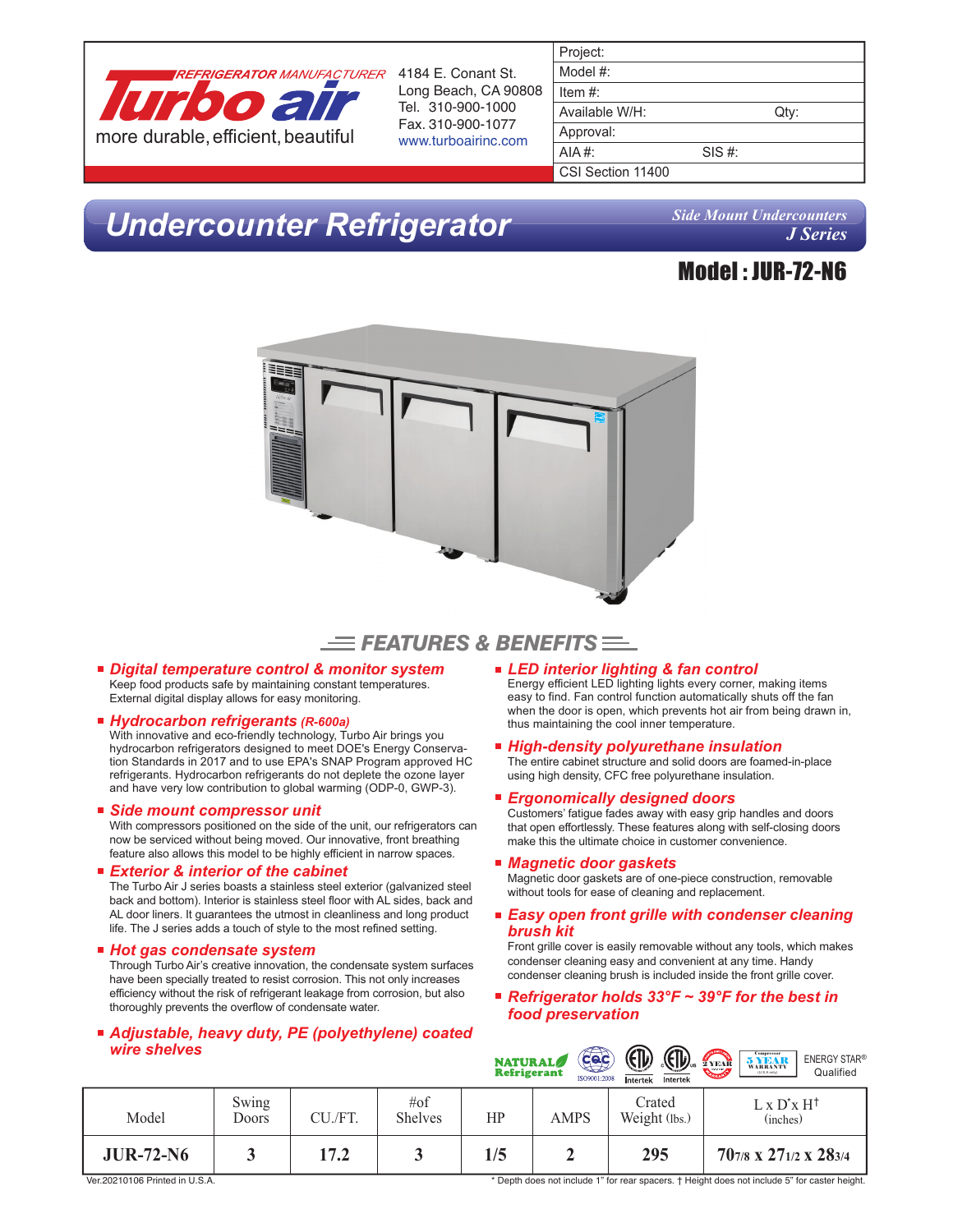REFRIGERATOR MANUFACTURER

**Turbo air**

more durable, efficient, beautiful

4184 E. Conant St.
Long Beach, CA 90808
Tel. 310-900-1000
Fax. 310-900-1077
www.turboairinc.com

| Project: | |
|---|---|
| Model #: | |
| Item #: | |
| Available W/H: | Qty: |
| Approval: | |
| AIA #: | SIS #: |
| CSI Section 11400 | |

# Undercounter Refrigerator

*Side Mount Undercounters*
*J Series*

## Model : JUR-72-N6

## FEATURES & BENEFITS

- ***Digital temperature control & monitor system***
  Keep food products safe by maintaining constant temperatures. External digital display allows for easy monitoring.

- ***Hydrocarbon refrigerants (R-600a)***
  With innovative and eco-friendly technology, Turbo Air brings you hydrocarbon refrigerators designed to meet DOE's Energy Conservation Standards in 2017 and to use EPA's SNAP Program approved HC refrigerants. Hydrocarbon refrigerants do not deplete the ozone layer and have very low contribution to global warming (ODP-0, GWP-3).

- ***Side mount compressor unit***
  With compressors positioned on the side of the unit, our refrigerators can now be serviced without being moved. Our innovative, front breathing feature also allows this model to be highly efficient in narrow spaces.

- ***Exterior & interior of the cabinet***
  The Turbo Air J series boasts a stainless steel exterior (galvanized steel back and bottom). Interior is stainless steel floor with AL sides, back and AL door liners. It guarantees the utmost in cleanliness and long product life. The J series adds a touch of style to the most refined setting.

- ***Hot gas condensate system***
  Through Turbo Air's creative innovation, the condensate system surfaces have been specially treated to resist corrosion. This not only increases efficiency without the risk of refrigerant leakage from corrosion, but also thoroughly prevents the overflow of condensate water.

- ***Adjustable, heavy duty, PE (polyethylene) coated wire shelves***

- ***LED interior lighting & fan control***
  Energy efficient LED lighting lights every corner, making items easy to find. Fan control function automatically shuts off the fan when the door is open, which prevents hot air from being drawn in, thus maintaining the cool inner temperature.

- ***High-density polyurethane insulation***
  The entire cabinet structure and solid doors are foamed-in-place using high density, CFC free polyurethane insulation.

- ***Ergonomically designed doors***
  Customers' fatigue fades away with easy grip handles and doors that open effortlessly. These features along with self-closing doors make this the ultimate choice in customer convenience.

- ***Magnetic door gaskets***
  Magnetic door gaskets are of one-piece construction, removable without tools for ease of cleaning and replacement.

- ***Easy open front grille with condenser cleaning brush kit***
  Front grille cover is easily removable without any tools, which makes condenser cleaning easy and convenient at any time. Handy condenser cleaning brush is included inside the front grille cover.

- ***Refrigerator holds 33°F ~ 39°F for the best in food preservation***

NATURAL Refrigerant | ISO9001:2008 | Intertek | Intertek | 2 YEAR | 5 YEAR WARRANTY | ENERGY STAR® Qualified

| Model | Swing Doors | CU./FT. | #of Shelves | HP | AMPS | Crated Weight (lbs.) | L x D* x H† (inches) |
|---|---|---|---|---|---|---|---|
| **JUR-72-N6** | **3** | **17.2** | **3** | **1/5** | **2** | **295** | **70 7/8 x 27 1/2 x 28 3/4** |

Ver.20210106 Printed in U.S.A.

\* Depth does not include 1" for rear spacers. † Height does not include 5" for caster height.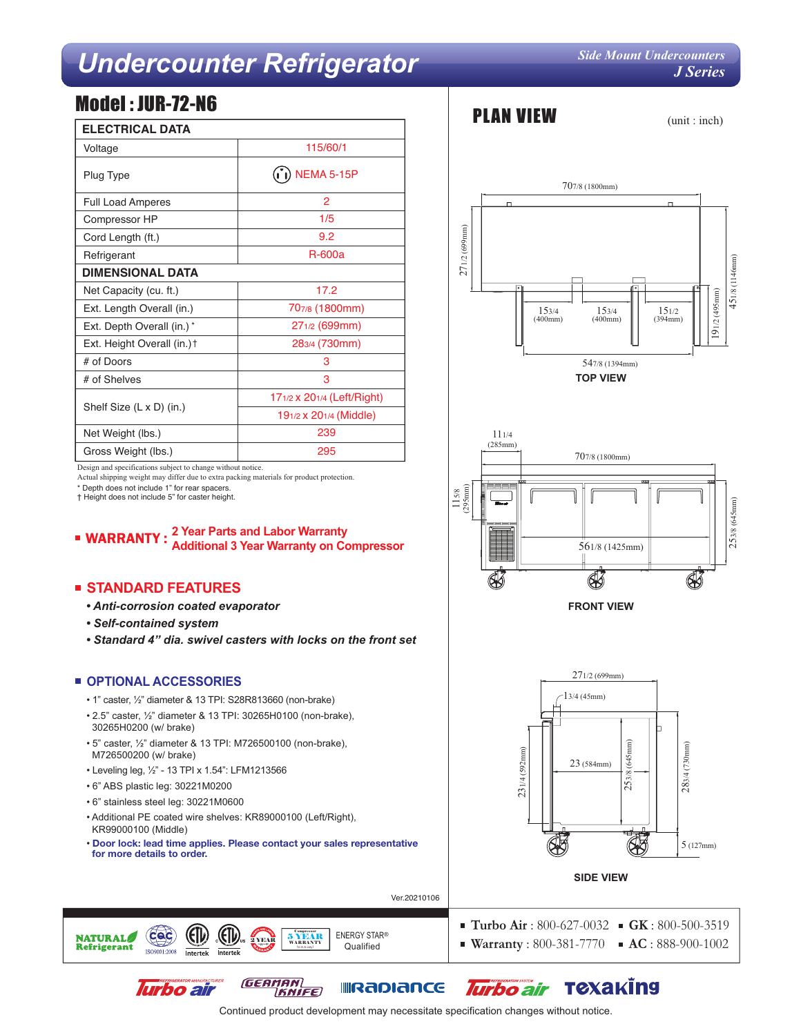# Undercounter Refrigerator

*Side Mount Undercounters*
*J Series*

## Model : JUR-72-N6

| ELECTRICAL DATA | |
|---|---|
| Voltage | 115/60/1 |
| Plug Type | NEMA 5-15P |
| Full Load Amperes | 2 |
| Compressor HP | 1/5 |
| Cord Length (ft.) | 9.2 |
| Refrigerant | R-600a |
| **DIMENSIONAL DATA** | |
| Net Capacity (cu. ft.) | 17.2 |
| Ext. Length Overall (in.) | 70 7/8 (1800mm) |
| Ext. Depth Overall (in.) * | 27 1/2 (699mm) |
| Ext. Height Overall (in.) † | 28 3/4 (730mm) |
| # of Doors | 3 |
| # of Shelves | 3 |
| Shelf Size (L x D) (in.) | 17 1/2 x 20 1/4 (Left/Right) |
| | 19 1/2 x 20 1/4 (Middle) |
| Net Weight (lbs.) | 239 |
| Gross Weight (lbs.) | 295 |

Design and specifications subject to change without notice.
Actual shipping weight may differ due to extra packing materials for product protection.
* Depth does not include 1" for rear spacers.
† Height does not include 5" for caster height.

## WARRANTY : 2 Year Parts and Labor Warranty
Additional 3 Year Warranty on Compressor

## STANDARD FEATURES

- ***Anti-corrosion coated evaporator***
- ***Self-contained system***
- ***Standard 4" dia. swivel casters with locks on the front set***

## OPTIONAL ACCESSORIES

- 1" caster, ½" diameter & 13 TPI: S28R813660 (non-brake)
- 2.5" caster, ½" diameter & 13 TPI: 30265H0100 (non-brake), 30265H0200 (w/ brake)
- 5" caster, ½" diameter & 13 TPI: M726500100 (non-brake), M726500200 (w/ brake)
- Leveling leg, ½" - 13 TPI x 1.54": LFM1213566
- 6" ABS plastic leg: 30221M0200
- 6" stainless steel leg: 30221M0600
- Additional PE coated wire shelves: KR89000100 (Left/Right), KR99000100 (Middle)
- **Door lock: lead time applies. Please contact your sales representative for more details to order.**

Ver.20210106

## PLAN VIEW

(unit : inch)

70 7/8 (1800mm)
27 1/2 (699mm)
15 3/4 (400mm)
15 3/4 (400mm)
15 1/2 (394mm)
19 1/2 (495mm)
45 1/8 (1146mm)
54 7/8 (1394mm)

**TOP VIEW**

11 1/4 (285mm)
70 7/8 (1800mm)
11 5/8 (295mm)
56 1/8 (1425mm)
25 3/8 (645mm)

**FRONT VIEW**

27 1/2 (699mm)
1 3/4 (45mm)
23 1/4 (592mm)
23 (584mm)
25 3/8 (645mm)
28 3/4 (730mm)
5 (127mm)

**SIDE VIEW**

NATURAL Refrigerant | ISO9001:2008 | Intertek | Intertek | 2 YEAR WARRANTY | Compressor 5 YEAR WARRANTY | ENERGY STAR® Qualified

- **Turbo Air** : 800-627-0032
- **GK** : 800-500-3519
- **Warranty** : 800-381-7770
- **AC** : 888-900-1002

Turbo air | GERMAN KNIFE | RADIANCE | Turbo air | TEXAKING

Continued product development may necessitate specification changes without notice.